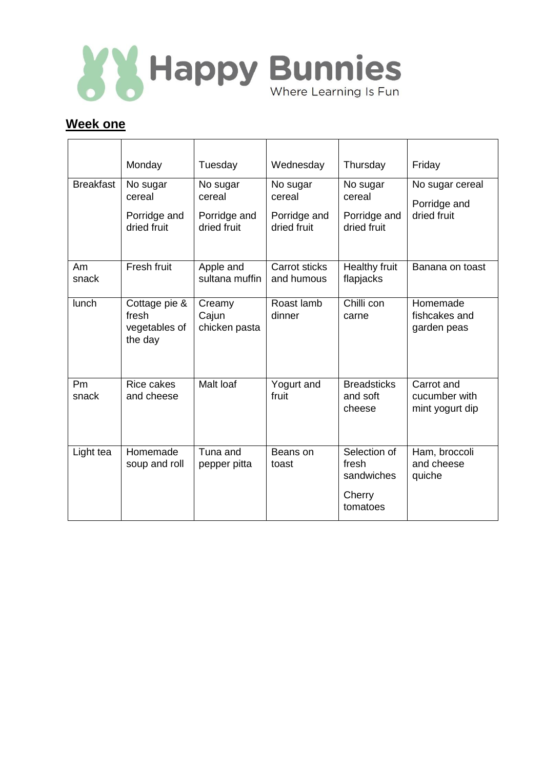# Happy Bunnies

Where Learning Is Fun

## Week one

| | Monday | Tuesday | Wednesday | Thursday | Friday |
|---|---|---|---|---|---|
| Breakfast | No sugar cereal<br><br>Porridge and dried fruit | No sugar cereal<br><br>Porridge and dried fruit | No sugar cereal<br><br>Porridge and dried fruit | No sugar cereal<br><br>Porridge and dried fruit | No sugar cereal<br><br>Porridge and dried fruit |
| Am snack | Fresh fruit | Apple and sultana muffin | Carrot sticks and humous | Healthy fruit flapjacks | Banana on toast |
| lunch | Cottage pie & fresh vegetables of the day | Creamy Cajun chicken pasta | Roast lamb dinner | Chilli con carne | Homemade fishcakes and garden peas |
| Pm snack | Rice cakes and cheese | Malt loaf | Yogurt and fruit | Breadsticks and soft cheese | Carrot and cucumber with mint yogurt dip |
| Light tea | Homemade soup and roll | Tuna and pepper pitta | Beans on toast | Selection of fresh sandwiches<br><br>Cherry tomatoes | Ham, broccoli and cheese quiche |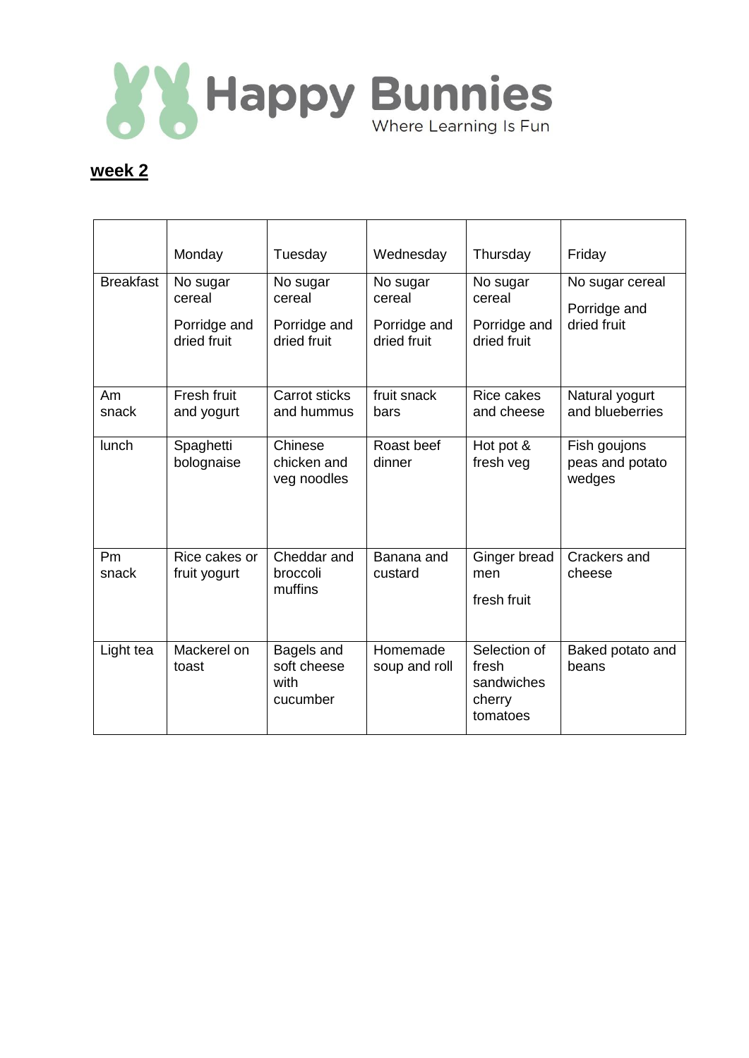Happy Bunnies

Where Learning Is Fun

**week 2**

| | Monday | Tuesday | Wednesday | Thursday | Friday |
|---|---|---|---|---|---|
| Breakfast | No sugar cereal<br>Porridge and dried fruit | No sugar cereal<br>Porridge and dried fruit | No sugar cereal<br>Porridge and dried fruit | No sugar cereal<br>Porridge and dried fruit | No sugar cereal<br>Porridge and dried fruit |
| Am snack | Fresh fruit and yogurt | Carrot sticks and hummus | fruit snack bars | Rice cakes and cheese | Natural yogurt and blueberries |
| lunch | Spaghetti bolognaise | Chinese chicken and veg noodles | Roast beef dinner | Hot pot & fresh veg | Fish goujons peas and potato wedges |
| Pm snack | Rice cakes or fruit yogurt | Cheddar and broccoli muffins | Banana and custard | Ginger bread men<br>fresh fruit | Crackers and cheese |
| Light tea | Mackerel on toast | Bagels and soft cheese with cucumber | Homemade soup and roll | Selection of fresh sandwiches cherry tomatoes | Baked potato and beans |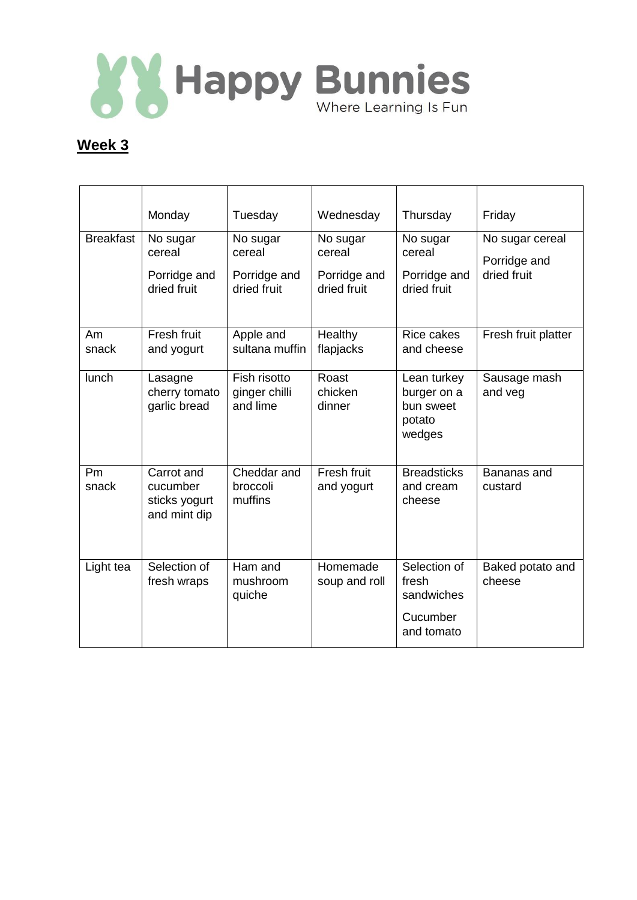# Happy Bunnies

Where Learning Is Fun

## Week 3

| | Monday | Tuesday | Wednesday | Thursday | Friday |
|---|---|---|---|---|---|
| Breakfast | No sugar cereal<br><br>Porridge and dried fruit | No sugar cereal<br><br>Porridge and dried fruit | No sugar cereal<br><br>Porridge and dried fruit | No sugar cereal<br><br>Porridge and dried fruit | No sugar cereal<br><br>Porridge and dried fruit |
| Am snack | Fresh fruit and yogurt | Apple and sultana muffin | Healthy flapjacks | Rice cakes and cheese | Fresh fruit platter |
| lunch | Lasagne cherry tomato garlic bread | Fish risotto ginger chilli and lime | Roast chicken dinner | Lean turkey burger on a bun sweet potato wedges | Sausage mash and veg |
| Pm snack | Carrot and cucumber sticks yogurt and mint dip | Cheddar and broccoli muffins | Fresh fruit and yogurt | Breadsticks and cream cheese | Bananas and custard |
| Light tea | Selection of fresh wraps | Ham and mushroom quiche | Homemade soup and roll | Selection of fresh sandwiches<br><br>Cucumber and tomato | Baked potato and cheese |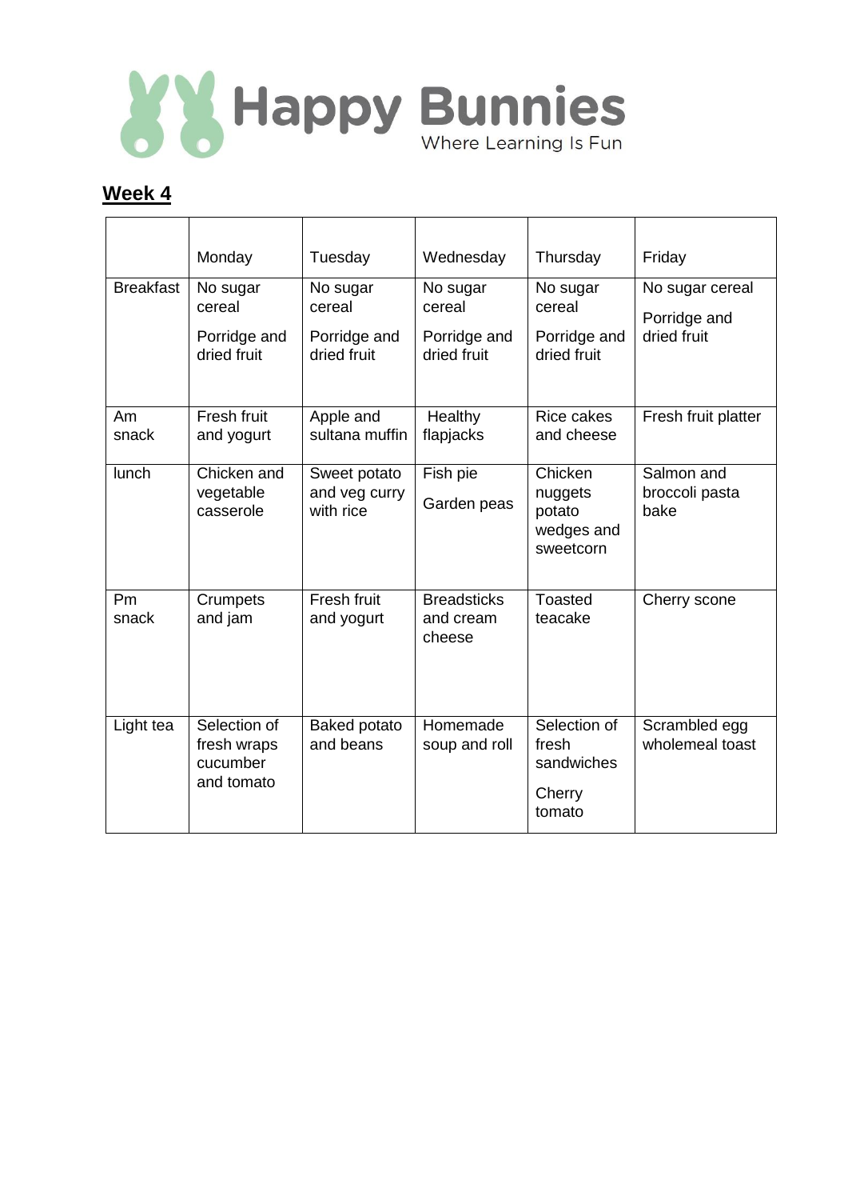Happy Bunnies
Where Learning Is Fun

## Week 4

| | Monday | Tuesday | Wednesday | Thursday | Friday |
|---|---|---|---|---|---|
| Breakfast | No sugar cereal<br><br>Porridge and dried fruit | No sugar cereal<br><br>Porridge and dried fruit | No sugar cereal<br><br>Porridge and dried fruit | No sugar cereal<br><br>Porridge and dried fruit | No sugar cereal<br><br>Porridge and dried fruit |
| Am snack | Fresh fruit and yogurt | Apple and sultana muffin | Healthy flapjacks | Rice cakes and cheese | Fresh fruit platter |
| lunch | Chicken and vegetable casserole | Sweet potato and veg curry with rice | Fish pie<br><br>Garden peas | Chicken nuggets potato wedges and sweetcorn | Salmon and broccoli pasta bake |
| Pm snack | Crumpets and jam | Fresh fruit and yogurt | Breadsticks and cream cheese | Toasted teacake | Cherry scone |
| Light tea | Selection of fresh wraps cucumber and tomato | Baked potato and beans | Homemade soup and roll | Selection of fresh sandwiches<br><br>Cherry tomato | Scrambled egg wholemeal toast |